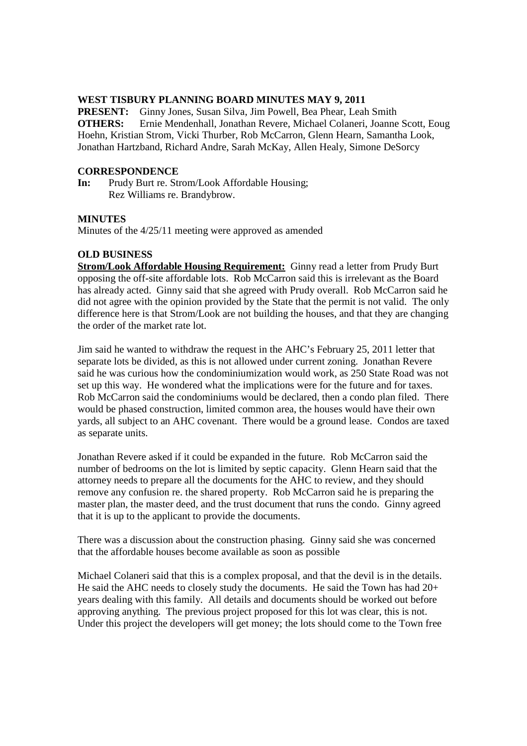# WEST TISBURY PLANNING BOARD MINUTES MAY 9, 2011

**PRESENT:** Ginny Jones, Susan Silva, Jim Powell, Bea Phear, Leah Smith
**OTHERS:** Ernie Mendenhall, Jonathan Revere, Michael Colaneri, Joanne Scott, Eoug Hoehn, Kristian Strom, Vicki Thurber, Rob McCarron, Glenn Hearn, Samantha Look, Jonathan Hartzband, Richard Andre, Sarah McKay, Allen Healy, Simone DeSorcy

## CORRESPONDENCE

**In:** Prudy Burt re. Strom/Look Affordable Housing;
Rez Williams re. Brandybrow.

## MINUTES

Minutes of the 4/25/11 meeting were approved as amended

## OLD BUSINESS

**Strom/Look Affordable Housing Requirement:** Ginny read a letter from Prudy Burt opposing the off-site affordable lots. Rob McCarron said this is irrelevant as the Board has already acted. Ginny said that she agreed with Prudy overall. Rob McCarron said he did not agree with the opinion provided by the State that the permit is not valid. The only difference here is that Strom/Look are not building the houses, and that they are changing the order of the market rate lot.

Jim said he wanted to withdraw the request in the AHC's February 25, 2011 letter that separate lots be divided, as this is not allowed under current zoning. Jonathan Revere said he was curious how the condominiumization would work, as 250 State Road was not set up this way. He wondered what the implications were for the future and for taxes. Rob McCarron said the condominiums would be declared, then a condo plan filed. There would be phased construction, limited common area, the houses would have their own yards, all subject to an AHC covenant. There would be a ground lease. Condos are taxed as separate units.

Jonathan Revere asked if it could be expanded in the future. Rob McCarron said the number of bedrooms on the lot is limited by septic capacity. Glenn Hearn said that the attorney needs to prepare all the documents for the AHC to review, and they should remove any confusion re. the shared property. Rob McCarron said he is preparing the master plan, the master deed, and the trust document that runs the condo. Ginny agreed that it is up to the applicant to provide the documents.

There was a discussion about the construction phasing. Ginny said she was concerned that the affordable houses become available as soon as possible

Michael Colaneri said that this is a complex proposal, and that the devil is in the details. He said the AHC needs to closely study the documents. He said the Town has had 20+ years dealing with this family. All details and documents should be worked out before approving anything. The previous project proposed for this lot was clear, this is not. Under this project the developers will get money; the lots should come to the Town free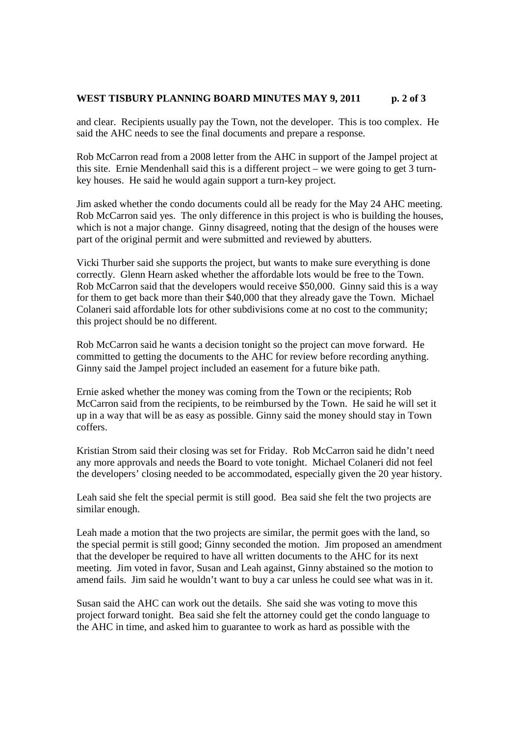and clear. Recipients usually pay the Town, not the developer. This is too complex. He said the AHC needs to see the final documents and prepare a response.

Rob McCarron read from a 2008 letter from the AHC in support of the Jampel project at this site. Ernie Mendenhall said this is a different project – we were going to get 3 turn-key houses. He said he would again support a turn-key project.

Jim asked whether the condo documents could all be ready for the May 24 AHC meeting. Rob McCarron said yes. The only difference in this project is who is building the houses, which is not a major change. Ginny disagreed, noting that the design of the houses were part of the original permit and were submitted and reviewed by abutters.

Vicki Thurber said she supports the project, but wants to make sure everything is done correctly. Glenn Hearn asked whether the affordable lots would be free to the Town. Rob McCarron said that the developers would receive $50,000. Ginny said this is a way for them to get back more than their $40,000 that they already gave the Town. Michael Colaneri said affordable lots for other subdivisions come at no cost to the community; this project should be no different.

Rob McCarron said he wants a decision tonight so the project can move forward. He committed to getting the documents to the AHC for review before recording anything. Ginny said the Jampel project included an easement for a future bike path.

Ernie asked whether the money was coming from the Town or the recipients; Rob McCarron said from the recipients, to be reimbursed by the Town. He said he will set it up in a way that will be as easy as possible. Ginny said the money should stay in Town coffers.

Kristian Strom said their closing was set for Friday. Rob McCarron said he didn't need any more approvals and needs the Board to vote tonight. Michael Colaneri did not feel the developers' closing needed to be accommodated, especially given the 20 year history.

Leah said she felt the special permit is still good. Bea said she felt the two projects are similar enough.

Leah made a motion that the two projects are similar, the permit goes with the land, so the special permit is still good; Ginny seconded the motion. Jim proposed an amendment that the developer be required to have all written documents to the AHC for its next meeting. Jim voted in favor, Susan and Leah against, Ginny abstained so the motion to amend fails. Jim said he wouldn't want to buy a car unless he could see what was in it.

Susan said the AHC can work out the details. She said she was voting to move this project forward tonight. Bea said she felt the attorney could get the condo language to the AHC in time, and asked him to guarantee to work as hard as possible with the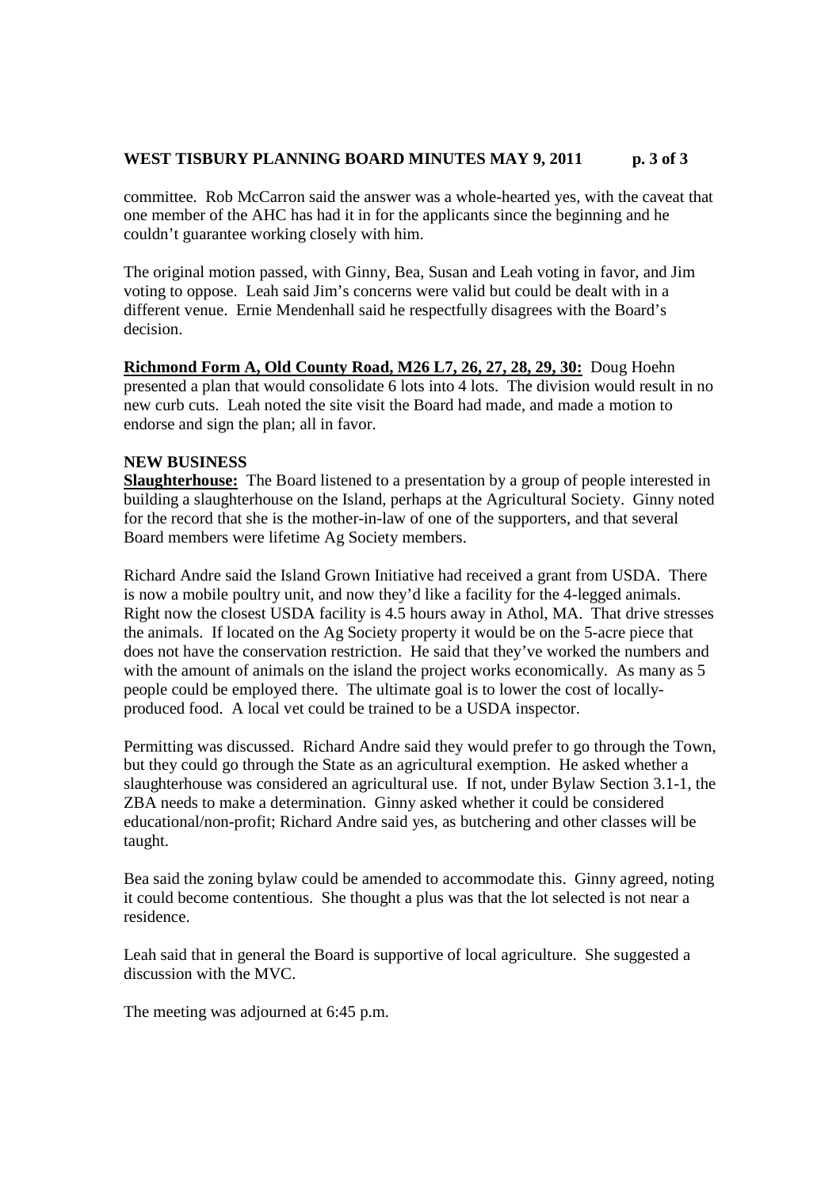committee. Rob McCarron said the answer was a whole-hearted yes, with the caveat that one member of the AHC has had it in for the applicants since the beginning and he couldn't guarantee working closely with him.

The original motion passed, with Ginny, Bea, Susan and Leah voting in favor, and Jim voting to oppose. Leah said Jim's concerns were valid but could be dealt with in a different venue. Ernie Mendenhall said he respectfully disagrees with the Board's decision.

**Richmond Form A, Old County Road, M26 L7, 26, 27, 28, 29, 30:** Doug Hoehn presented a plan that would consolidate 6 lots into 4 lots. The division would result in no new curb cuts. Leah noted the site visit the Board had made, and made a motion to endorse and sign the plan; all in favor.

**NEW BUSINESS**

**Slaughterhouse:** The Board listened to a presentation by a group of people interested in building a slaughterhouse on the Island, perhaps at the Agricultural Society. Ginny noted for the record that she is the mother-in-law of one of the supporters, and that several Board members were lifetime Ag Society members.

Richard Andre said the Island Grown Initiative had received a grant from USDA. There is now a mobile poultry unit, and now they'd like a facility for the 4-legged animals. Right now the closest USDA facility is 4.5 hours away in Athol, MA. That drive stresses the animals. If located on the Ag Society property it would be on the 5-acre piece that does not have the conservation restriction. He said that they've worked the numbers and with the amount of animals on the island the project works economically. As many as 5 people could be employed there. The ultimate goal is to lower the cost of locally-produced food. A local vet could be trained to be a USDA inspector.

Permitting was discussed. Richard Andre said they would prefer to go through the Town, but they could go through the State as an agricultural exemption. He asked whether a slaughterhouse was considered an agricultural use. If not, under Bylaw Section 3.1-1, the ZBA needs to make a determination. Ginny asked whether it could be considered educational/non-profit; Richard Andre said yes, as butchering and other classes will be taught.

Bea said the zoning bylaw could be amended to accommodate this. Ginny agreed, noting it could become contentious. She thought a plus was that the lot selected is not near a residence.

Leah said that in general the Board is supportive of local agriculture. She suggested a discussion with the MVC.

The meeting was adjourned at 6:45 p.m.